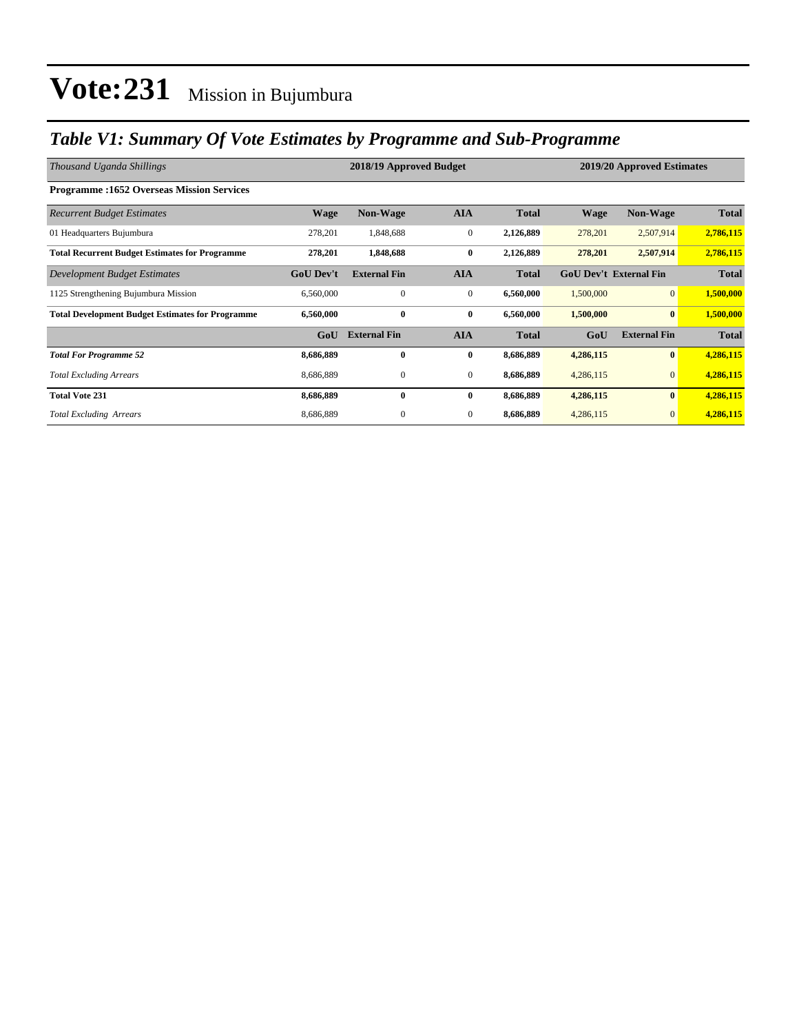# Vote:231 Mission in Bujumbura

## *Table V1: Summary Of Vote Estimates by Programme and Sub-Programme*

| *Thousand Uganda Shillings* | 2018/19 Approved Budget | | | | 2019/20 Approved Estimates | | |
|---|---|---|---|---|---|---|---|
| **Programme :1652 Overseas Mission Services** | | | | | | | |
| *Recurrent Budget Estimates* | **Wage** | **Non-Wage** | **AIA** | **Total** | **Wage** | **Non-Wage** | **Total** |
| 01 Headquarters Bujumbura | 278,201 | 1,848,688 | 0 | **2,126,889** | 278,201 | 2,507,914 | **2,786,115** |
| **Total Recurrent Budget Estimates for Programme** | **278,201** | **1,848,688** | **0** | **2,126,889** | **278,201** | **2,507,914** | **2,786,115** |
| *Development Budget Estimates* | **GoU Dev't** | **External Fin** | **AIA** | **Total** | **GoU Dev't** | **External Fin** | **Total** |
| 1125 Strengthening Bujumbura Mission | 6,560,000 | 0 | 0 | **6,560,000** | 1,500,000 | 0 | **1,500,000** |
| **Total Development Budget Estimates for Programme** | **6,560,000** | **0** | **0** | **6,560,000** | **1,500,000** | **0** | **1,500,000** |
| | **GoU** | **External Fin** | **AIA** | **Total** | **GoU** | **External Fin** | **Total** |
| ***Total For Programme 52*** | **8,686,889** | **0** | **0** | **8,686,889** | **4,286,115** | **0** | **4,286,115** |
| *Total Excluding Arrears* | 8,686,889 | 0 | 0 | **8,686,889** | 4,286,115 | 0 | **4,286,115** |
| **Total Vote 231** | **8,686,889** | **0** | **0** | **8,686,889** | **4,286,115** | **0** | **4,286,115** |
| *Total Excluding Arrears* | 8,686,889 | 0 | 0 | **8,686,889** | 4,286,115 | 0 | **4,286,115** |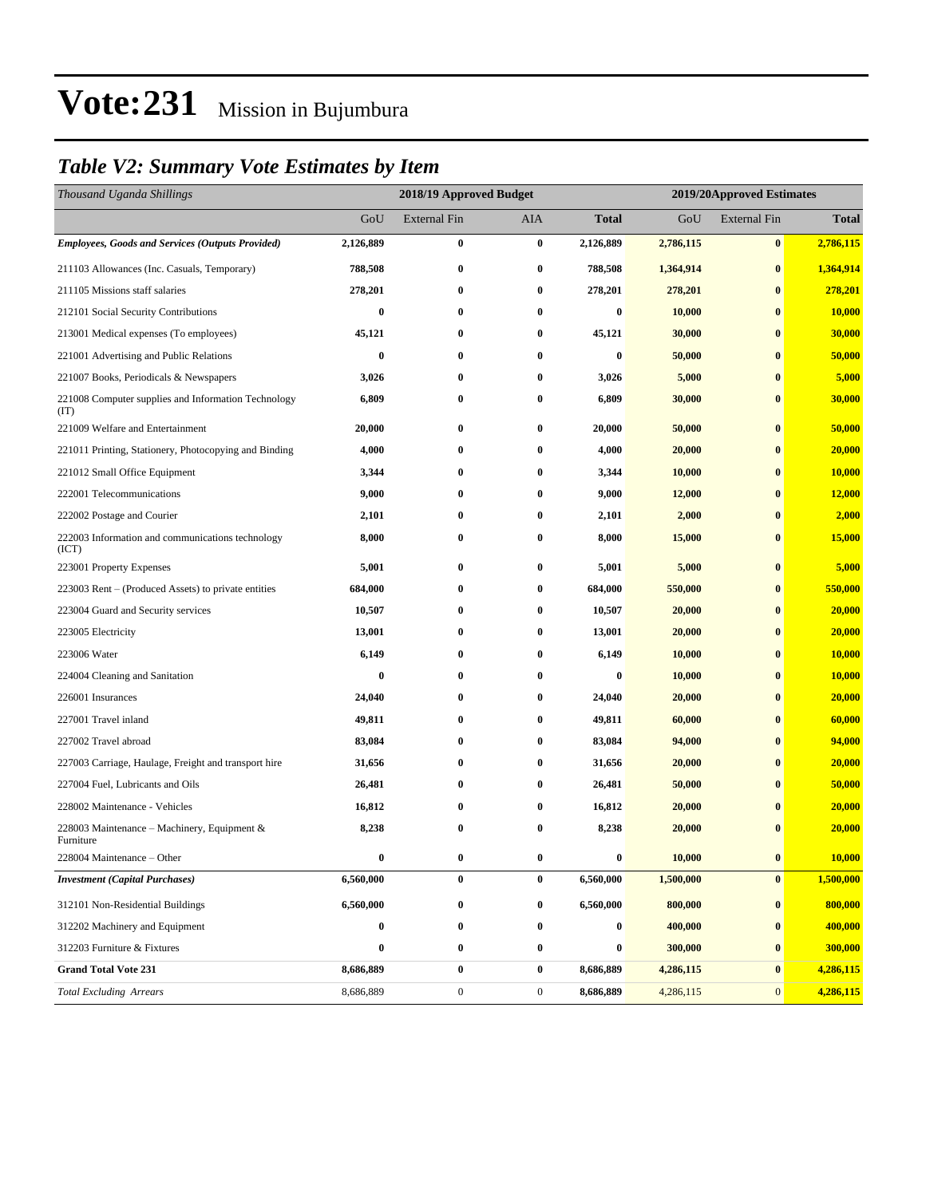# Vote:231 Mission in Bujumbura

## *Table V2: Summary Vote Estimates by Item*

| *Thousand Uganda Shillings* | 2018/19 Approved Budget | | | | 2019/20Approved Estimates | | |
|---|---|---|---|---|---|---|---|
| | GoU | External Fin | AIA | **Total** | GoU | External Fin | **Total** |
| ***Employees, Goods and Services (Outputs Provided)*** | **2,126,889** | **0** | **0** | **2,126,889** | **2,786,115** | **0** | **2,786,115** |
| 211103 Allowances (Inc. Casuals, Temporary) | **788,508** | **0** | **0** | **788,508** | **1,364,914** | **0** | **1,364,914** |
| 211105 Missions staff salaries | **278,201** | **0** | **0** | **278,201** | **278,201** | **0** | **278,201** |
| 212101 Social Security Contributions | **0** | **0** | **0** | **0** | **10,000** | **0** | **10,000** |
| 213001 Medical expenses (To employees) | **45,121** | **0** | **0** | **45,121** | **30,000** | **0** | **30,000** |
| 221001 Advertising and Public Relations | **0** | **0** | **0** | **0** | **50,000** | **0** | **50,000** |
| 221007 Books, Periodicals & Newspapers | **3,026** | **0** | **0** | **3,026** | **5,000** | **0** | **5,000** |
| 221008 Computer supplies and Information Technology (IT) | **6,809** | **0** | **0** | **6,809** | **30,000** | **0** | **30,000** |
| 221009 Welfare and Entertainment | **20,000** | **0** | **0** | **20,000** | **50,000** | **0** | **50,000** |
| 221011 Printing, Stationery, Photocopying and Binding | **4,000** | **0** | **0** | **4,000** | **20,000** | **0** | **20,000** |
| 221012 Small Office Equipment | **3,344** | **0** | **0** | **3,344** | **10,000** | **0** | **10,000** |
| 222001 Telecommunications | **9,000** | **0** | **0** | **9,000** | **12,000** | **0** | **12,000** |
| 222002 Postage and Courier | **2,101** | **0** | **0** | **2,101** | **2,000** | **0** | **2,000** |
| 222003 Information and communications technology (ICT) | **8,000** | **0** | **0** | **8,000** | **15,000** | **0** | **15,000** |
| 223001 Property Expenses | **5,001** | **0** | **0** | **5,001** | **5,000** | **0** | **5,000** |
| 223003 Rent – (Produced Assets) to private entities | **684,000** | **0** | **0** | **684,000** | **550,000** | **0** | **550,000** |
| 223004 Guard and Security services | **10,507** | **0** | **0** | **10,507** | **20,000** | **0** | **20,000** |
| 223005 Electricity | **13,001** | **0** | **0** | **13,001** | **20,000** | **0** | **20,000** |
| 223006 Water | **6,149** | **0** | **0** | **6,149** | **10,000** | **0** | **10,000** |
| 224004 Cleaning and Sanitation | **0** | **0** | **0** | **0** | **10,000** | **0** | **10,000** |
| 226001 Insurances | **24,040** | **0** | **0** | **24,040** | **20,000** | **0** | **20,000** |
| 227001 Travel inland | **49,811** | **0** | **0** | **49,811** | **60,000** | **0** | **60,000** |
| 227002 Travel abroad | **83,084** | **0** | **0** | **83,084** | **94,000** | **0** | **94,000** |
| 227003 Carriage, Haulage, Freight and transport hire | **31,656** | **0** | **0** | **31,656** | **20,000** | **0** | **20,000** |
| 227004 Fuel, Lubricants and Oils | **26,481** | **0** | **0** | **26,481** | **50,000** | **0** | **50,000** |
| 228002 Maintenance - Vehicles | **16,812** | **0** | **0** | **16,812** | **20,000** | **0** | **20,000** |
| 228003 Maintenance – Machinery, Equipment & Furniture | **8,238** | **0** | **0** | **8,238** | **20,000** | **0** | **20,000** |
| 228004 Maintenance – Other | **0** | **0** | **0** | **0** | **10,000** | **0** | **10,000** |
| ***Investment (Capital Purchases)*** | **6,560,000** | **0** | **0** | **6,560,000** | **1,500,000** | **0** | **1,500,000** |
| 312101 Non-Residential Buildings | **6,560,000** | **0** | **0** | **6,560,000** | **800,000** | **0** | **800,000** |
| 312202 Machinery and Equipment | **0** | **0** | **0** | **0** | **400,000** | **0** | **400,000** |
| 312203 Furniture & Fixtures | **0** | **0** | **0** | **0** | **300,000** | **0** | **300,000** |
| **Grand Total Vote 231** | **8,686,889** | **0** | **0** | **8,686,889** | **4,286,115** | **0** | **4,286,115** |
| *Total Excluding Arrears* | 8,686,889 | 0 | 0 | **8,686,889** | 4,286,115 | 0 | **4,286,115** |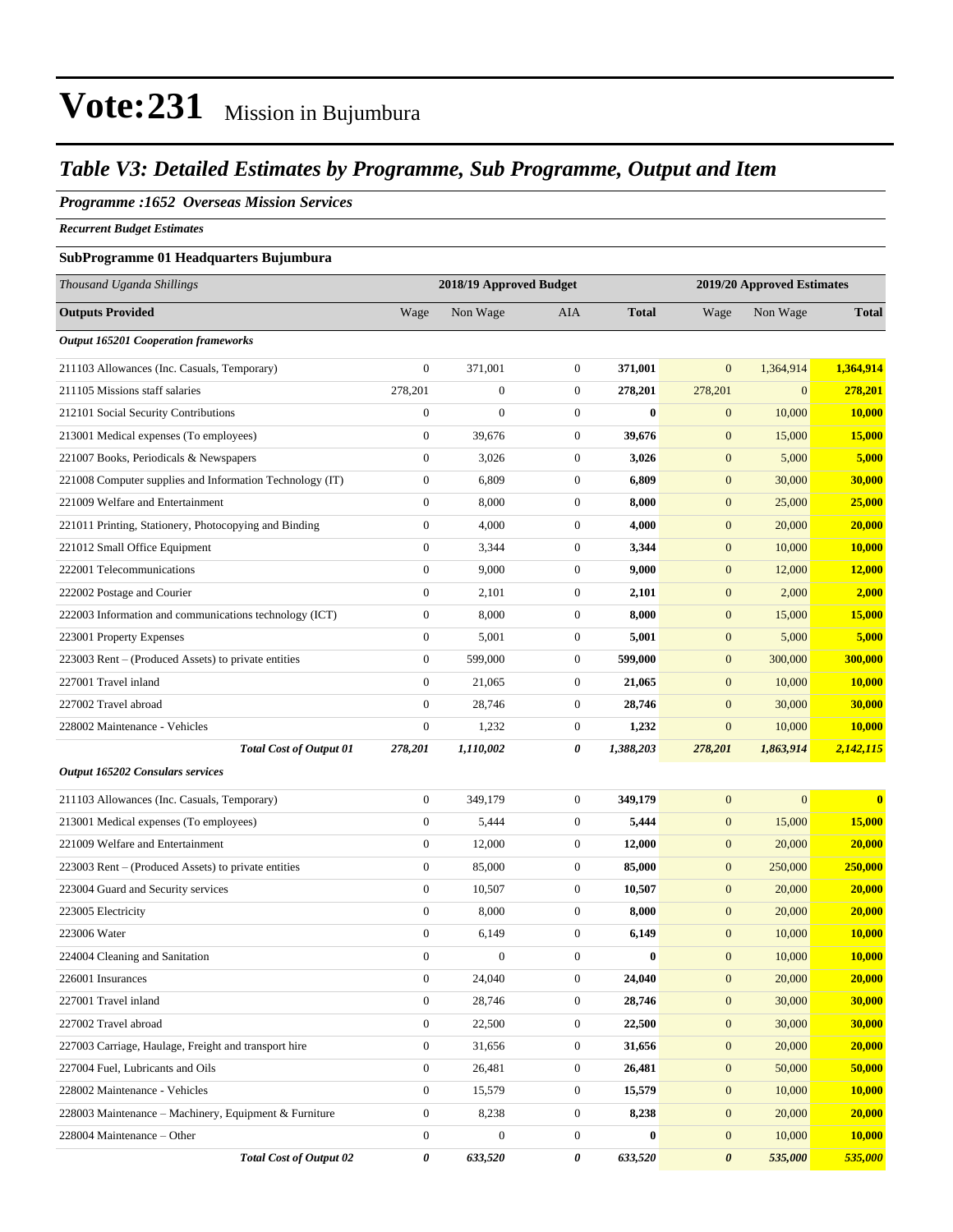# Vote:231 Mission in Bujumbura

## *Table V3: Detailed Estimates by Programme, Sub Programme, Output and Item*

### *Programme :1652 Overseas Mission Services*

***Recurrent Budget Estimates***

**SubProgramme 01 Headquarters Bujumbura**

| *Thousand Uganda Shillings* | 2018/19 Approved Budget | | | | 2019/20 Approved Estimates | | |
|---|---|---|---|---|---|---|---|
| **Outputs Provided** | Wage | Non Wage | AIA | **Total** | Wage | Non Wage | **Total** |
| ***Output 165201 Cooperation frameworks*** | | | | | | | |
| 211103 Allowances (Inc. Casuals, Temporary) | 0 | 371,001 | 0 | **371,001** | 0 | 1,364,914 | **1,364,914** |
| 211105 Missions staff salaries | 278,201 | 0 | 0 | **278,201** | 278,201 | 0 | **278,201** |
| 212101 Social Security Contributions | 0 | 0 | 0 | **0** | 0 | 10,000 | **10,000** |
| 213001 Medical expenses (To employees) | 0 | 39,676 | 0 | **39,676** | 0 | 15,000 | **15,000** |
| 221007 Books, Periodicals & Newspapers | 0 | 3,026 | 0 | **3,026** | 0 | 5,000 | **5,000** |
| 221008 Computer supplies and Information Technology (IT) | 0 | 6,809 | 0 | **6,809** | 0 | 30,000 | **30,000** |
| 221009 Welfare and Entertainment | 0 | 8,000 | 0 | **8,000** | 0 | 25,000 | **25,000** |
| 221011 Printing, Stationery, Photocopying and Binding | 0 | 4,000 | 0 | **4,000** | 0 | 20,000 | **20,000** |
| 221012 Small Office Equipment | 0 | 3,344 | 0 | **3,344** | 0 | 10,000 | **10,000** |
| 222001 Telecommunications | 0 | 9,000 | 0 | **9,000** | 0 | 12,000 | **12,000** |
| 222002 Postage and Courier | 0 | 2,101 | 0 | **2,101** | 0 | 2,000 | **2,000** |
| 222003 Information and communications technology (ICT) | 0 | 8,000 | 0 | **8,000** | 0 | 15,000 | **15,000** |
| 223001 Property Expenses | 0 | 5,001 | 0 | **5,001** | 0 | 5,000 | **5,000** |
| 223003 Rent – (Produced Assets) to private entities | 0 | 599,000 | 0 | **599,000** | 0 | 300,000 | **300,000** |
| 227001 Travel inland | 0 | 21,065 | 0 | **21,065** | 0 | 10,000 | **10,000** |
| 227002 Travel abroad | 0 | 28,746 | 0 | **28,746** | 0 | 30,000 | **30,000** |
| 228002 Maintenance - Vehicles | 0 | 1,232 | 0 | **1,232** | 0 | 10,000 | **10,000** |
| ***Total Cost of Output 01*** | ***278,201*** | ***1,110,002*** | ***0*** | ***1,388,203*** | ***278,201*** | ***1,863,914*** | ***2,142,115*** |
| ***Output 165202 Consulars services*** | | | | | | | |
| 211103 Allowances (Inc. Casuals, Temporary) | 0 | 349,179 | 0 | **349,179** | 0 | 0 | **0** |
| 213001 Medical expenses (To employees) | 0 | 5,444 | 0 | **5,444** | 0 | 15,000 | **15,000** |
| 221009 Welfare and Entertainment | 0 | 12,000 | 0 | **12,000** | 0 | 20,000 | **20,000** |
| 223003 Rent – (Produced Assets) to private entities | 0 | 85,000 | 0 | **85,000** | 0 | 250,000 | **250,000** |
| 223004 Guard and Security services | 0 | 10,507 | 0 | **10,507** | 0 | 20,000 | **20,000** |
| 223005 Electricity | 0 | 8,000 | 0 | **8,000** | 0 | 20,000 | **20,000** |
| 223006 Water | 0 | 6,149 | 0 | **6,149** | 0 | 10,000 | **10,000** |
| 224004 Cleaning and Sanitation | 0 | 0 | 0 | **0** | 0 | 10,000 | **10,000** |
| 226001 Insurances | 0 | 24,040 | 0 | **24,040** | 0 | 20,000 | **20,000** |
| 227001 Travel inland | 0 | 28,746 | 0 | **28,746** | 0 | 30,000 | **30,000** |
| 227002 Travel abroad | 0 | 22,500 | 0 | **22,500** | 0 | 30,000 | **30,000** |
| 227003 Carriage, Haulage, Freight and transport hire | 0 | 31,656 | 0 | **31,656** | 0 | 20,000 | **20,000** |
| 227004 Fuel, Lubricants and Oils | 0 | 26,481 | 0 | **26,481** | 0 | 50,000 | **50,000** |
| 228002 Maintenance - Vehicles | 0 | 15,579 | 0 | **15,579** | 0 | 10,000 | **10,000** |
| 228003 Maintenance – Machinery, Equipment & Furniture | 0 | 8,238 | 0 | **8,238** | 0 | 20,000 | **20,000** |
| 228004 Maintenance – Other | 0 | 0 | 0 | **0** | 0 | 10,000 | **10,000** |
| ***Total Cost of Output 02*** | ***0*** | ***633,520*** | ***0*** | ***633,520*** | ***0*** | ***535,000*** | ***535,000*** |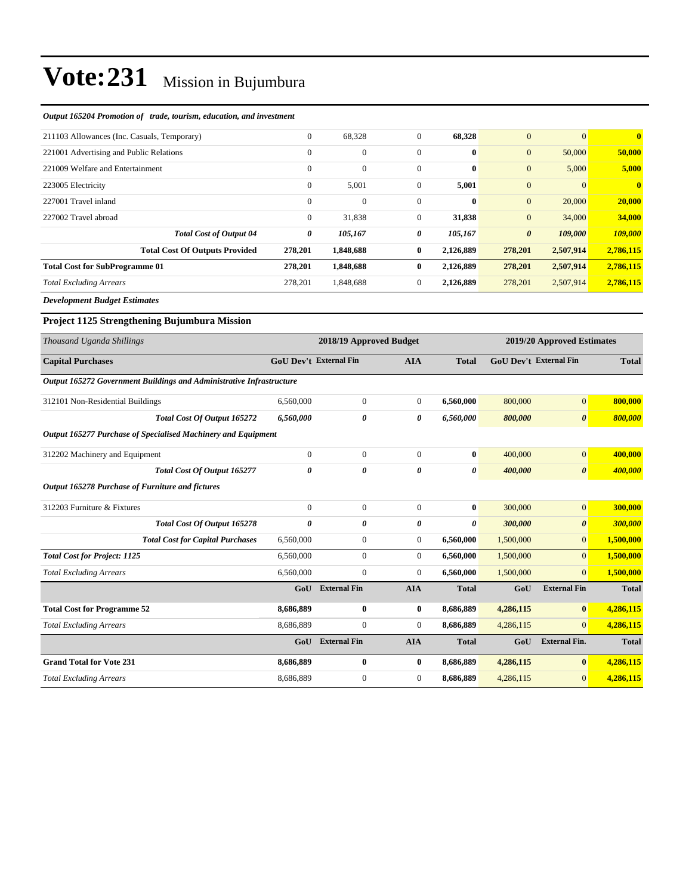# Vote:231 Mission in Bujumbura

*Output 165204 Promotion of trade, tourism, education, and investment*

| | | | | | | | |
|---|---|---|---|---|---|---|---|
| 211103 Allowances (Inc. Casuals, Temporary) | 0 | 68,328 | 0 | **68,328** | 0 | 0 | **0** |
| 221001 Advertising and Public Relations | 0 | 0 | 0 | **0** | 0 | 50,000 | **50,000** |
| 221009 Welfare and Entertainment | 0 | 0 | 0 | **0** | 0 | 5,000 | **5,000** |
| 223005 Electricity | 0 | 5,001 | 0 | **5,001** | 0 | 0 | **0** |
| 227001 Travel inland | 0 | 0 | 0 | **0** | 0 | 20,000 | **20,000** |
| 227002 Travel abroad | 0 | 31,838 | 0 | **31,838** | 0 | 34,000 | **34,000** |
| ***Total Cost of Output 04*** | ***0*** | ***105,167*** | ***0*** | ***105,167*** | ***0*** | ***109,000*** | ***109,000*** |
| **Total Cost Of Outputs Provided** | **278,201** | **1,848,688** | **0** | **2,126,889** | **278,201** | **2,507,914** | **2,786,115** |
| **Total Cost for SubProgramme 01** | **278,201** | **1,848,688** | **0** | **2,126,889** | **278,201** | **2,507,914** | **2,786,115** |
| *Total Excluding Arrears* | 278,201 | 1,848,688 | 0 | **2,126,889** | 278,201 | 2,507,914 | **2,786,115** |

***Development Budget Estimates***

### Project 1125 Strengthening Bujumbura Mission

| *Thousand Uganda Shillings* | 2018/19 Approved Budget | | | | 2019/20 Approved Estimates | | |
|---|---|---|---|---|---|---|---|
| **Capital Purchases** | **GoU Dev't** | **External Fin** | **AIA** | **Total** | **GoU Dev't** | **External Fin** | **Total** |
| ***Output 165272 Government Buildings and Administrative Infrastructure*** | | | | | | | |
| 312101 Non-Residential Buildings | 6,560,000 | 0 | 0 | **6,560,000** | 800,000 | 0 | **800,000** |
| ***Total Cost Of Output 165272*** | ***6,560,000*** | ***0*** | ***0*** | ***6,560,000*** | ***800,000*** | ***0*** | ***800,000*** |
| ***Output 165277 Purchase of Specialised Machinery and Equipment*** | | | | | | | |
| 312202 Machinery and Equipment | 0 | 0 | 0 | **0** | 400,000 | 0 | **400,000** |
| ***Total Cost Of Output 165277*** | ***0*** | ***0*** | ***0*** | ***0*** | ***400,000*** | ***0*** | ***400,000*** |
| ***Output 165278 Purchase of Furniture and fictures*** | | | | | | | |
| 312203 Furniture & Fixtures | 0 | 0 | 0 | **0** | 300,000 | 0 | **300,000** |
| ***Total Cost Of Output 165278*** | ***0*** | ***0*** | ***0*** | ***0*** | ***300,000*** | ***0*** | ***300,000*** |
| ***Total Cost for Capital Purchases*** | 6,560,000 | 0 | 0 | **6,560,000** | 1,500,000 | 0 | **1,500,000** |
| ***Total Cost for Project: 1125*** | 6,560,000 | 0 | 0 | **6,560,000** | 1,500,000 | 0 | **1,500,000** |
| *Total Excluding Arrears* | 6,560,000 | 0 | 0 | **6,560,000** | 1,500,000 | 0 | **1,500,000** |
| | **GoU** | **External Fin** | **AIA** | **Total** | **GoU** | **External Fin** | **Total** |
| **Total Cost for Programme 52** | **8,686,889** | **0** | **0** | **8,686,889** | **4,286,115** | **0** | **4,286,115** |
| *Total Excluding Arrears* | 8,686,889 | 0 | 0 | **8,686,889** | 4,286,115 | 0 | **4,286,115** |
| | **GoU** | **External Fin** | **AIA** | **Total** | **GoU** | **External Fin.** | **Total** |
| **Grand Total for Vote 231** | **8,686,889** | **0** | **0** | **8,686,889** | **4,286,115** | **0** | **4,286,115** |
| *Total Excluding Arrears* | 8,686,889 | 0 | 0 | **8,686,889** | 4,286,115 | 0 | **4,286,115** |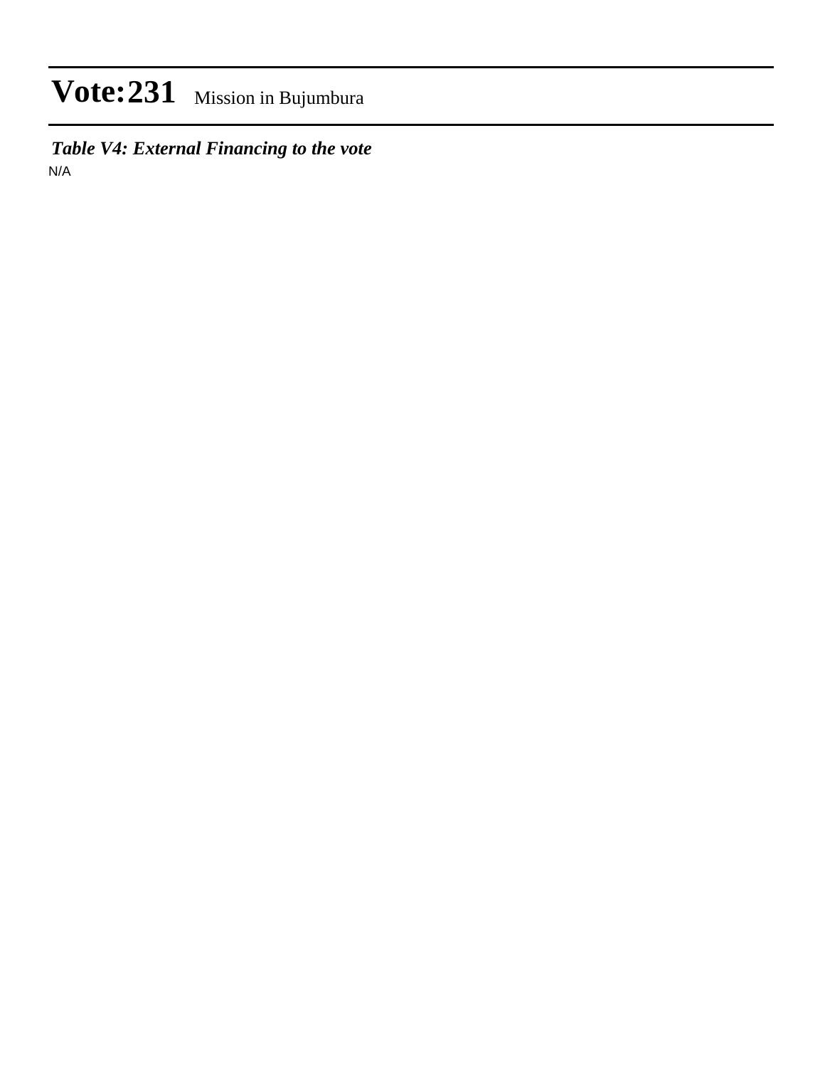# Vote:231 Mission in Bujumbura

***Table V4: External Financing to the vote***

N/A